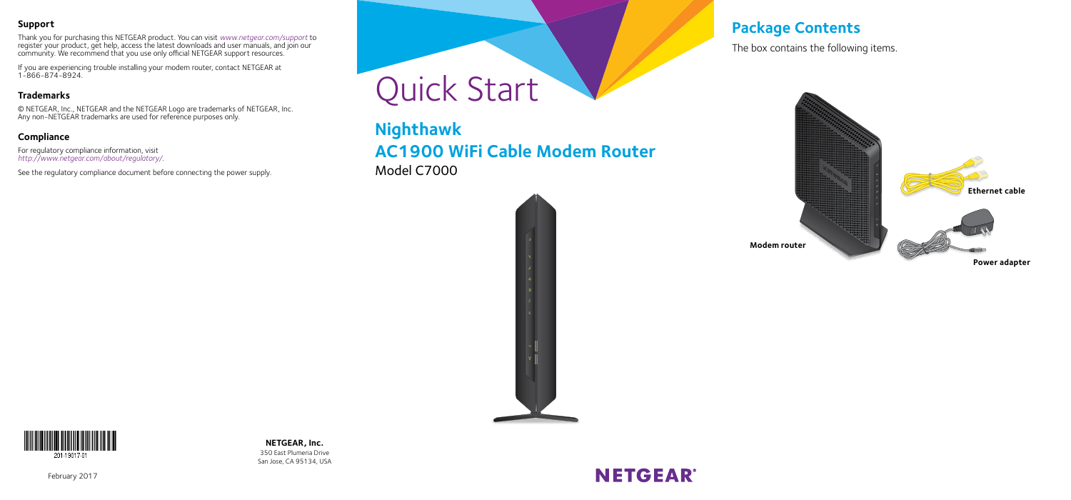## Support

Thank you for purchasing this NETGEAR product. You can visit *www.netgear.com/support* to register your product, get help, access the latest downloads and user manuals, and join our community. We recommend that you use only official NETGEAR support resources.

If you are experiencing trouble installing your modem router, contact NETGEAR at 1-866-874-8924.

## Trademarks

© NETGEAR, Inc., NETGEAR and the NETGEAR Logo are trademarks of NETGEAR, Inc. Any non-NETGEAR trademarks are used for reference purposes only.

## Compliance

For regulatory compliance information, visit *http://www.netgear.com/about/regulatory/*.

See the regulatory compliance document before connecting the power supply.

201-13017-01

February 2017

**NETGEAR, Inc.**
350 East Plumeria Drive
San Jose, CA 95134, USA

# Quick Start

## Nighthawk
## AC1900 WiFi Cable Modem Router

Model C7000

NETGEAR®

## Package Contents

The box contains the following items.

**Modem router**

**Ethernet cable**

**Power adapter**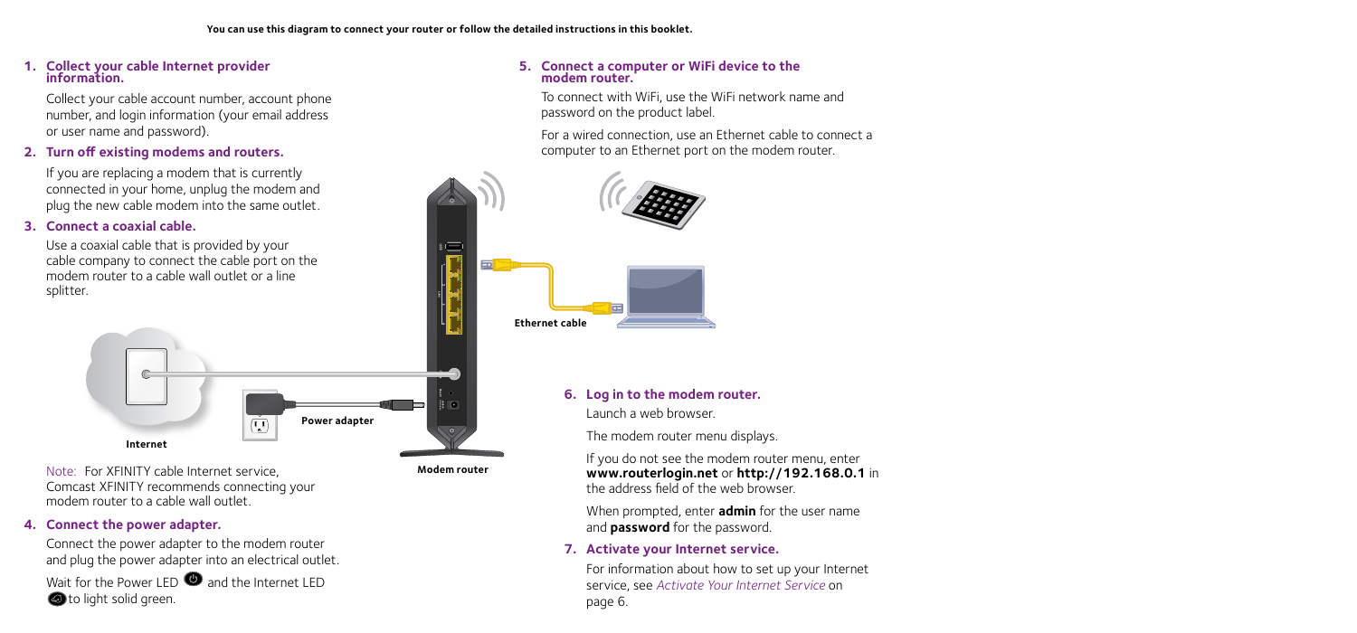**You can use this diagram to connect your router or follow the detailed instructions in this booklet.**

1. **Collect your cable Internet provider information.**

   Collect your cable account number, account phone number, and login information (your email address or user name and password).

2. **Turn off existing modems and routers.**

   If you are replacing a modem that is currently connected in your home, unplug the modem and plug the new cable modem into the same outlet.

3. **Connect a coaxial cable.**

   Use a coaxial cable that is provided by your cable company to connect the cable port on the modem router to a cable wall outlet or a line splitter.

**Internet**

**Power adapter**

**Modem router**

**Ethernet cable**

Note: For XFINITY cable Internet service, Comcast XFINITY recommends connecting your modem router to a cable wall outlet.

4. **Connect the power adapter.**

   Connect the power adapter to the modem router and plug the power adapter into an electrical outlet.

   Wait for the Power LED and the Internet LED to light solid green.

5. **Connect a computer or WiFi device to the modem router.**

   To connect with WiFi, use the WiFi network name and password on the product label.

   For a wired connection, use an Ethernet cable to connect a computer to an Ethernet port on the modem router.

6. **Log in to the modem router.**

   Launch a web browser.

   The modem router menu displays.

   If you do not see the modem router menu, enter **www.routerlogin.net** or **http://192.168.0.1** in the address field of the web browser.

   When prompted, enter **admin** for the user name and **password** for the password.

7. **Activate your Internet service.**

   For information about how to set up your Internet service, see *Activate Your Internet Service* on page 6.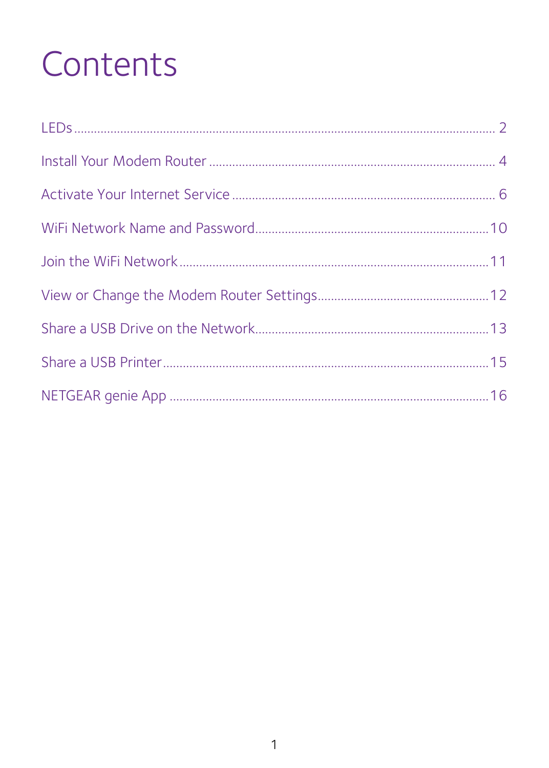# Contents

LEDs .......................................................... 2

Install Your Modem Router .......................................................... 4

Activate Your Internet Service .......................................................... 6

WiFi Network Name and Password .......................................................... 10

Join the WiFi Network .......................................................... 11

View or Change the Modem Router Settings .......................................................... 12

Share a USB Drive on the Network .......................................................... 13

Share a USB Printer .......................................................... 15

NETGEAR genie App .......................................................... 16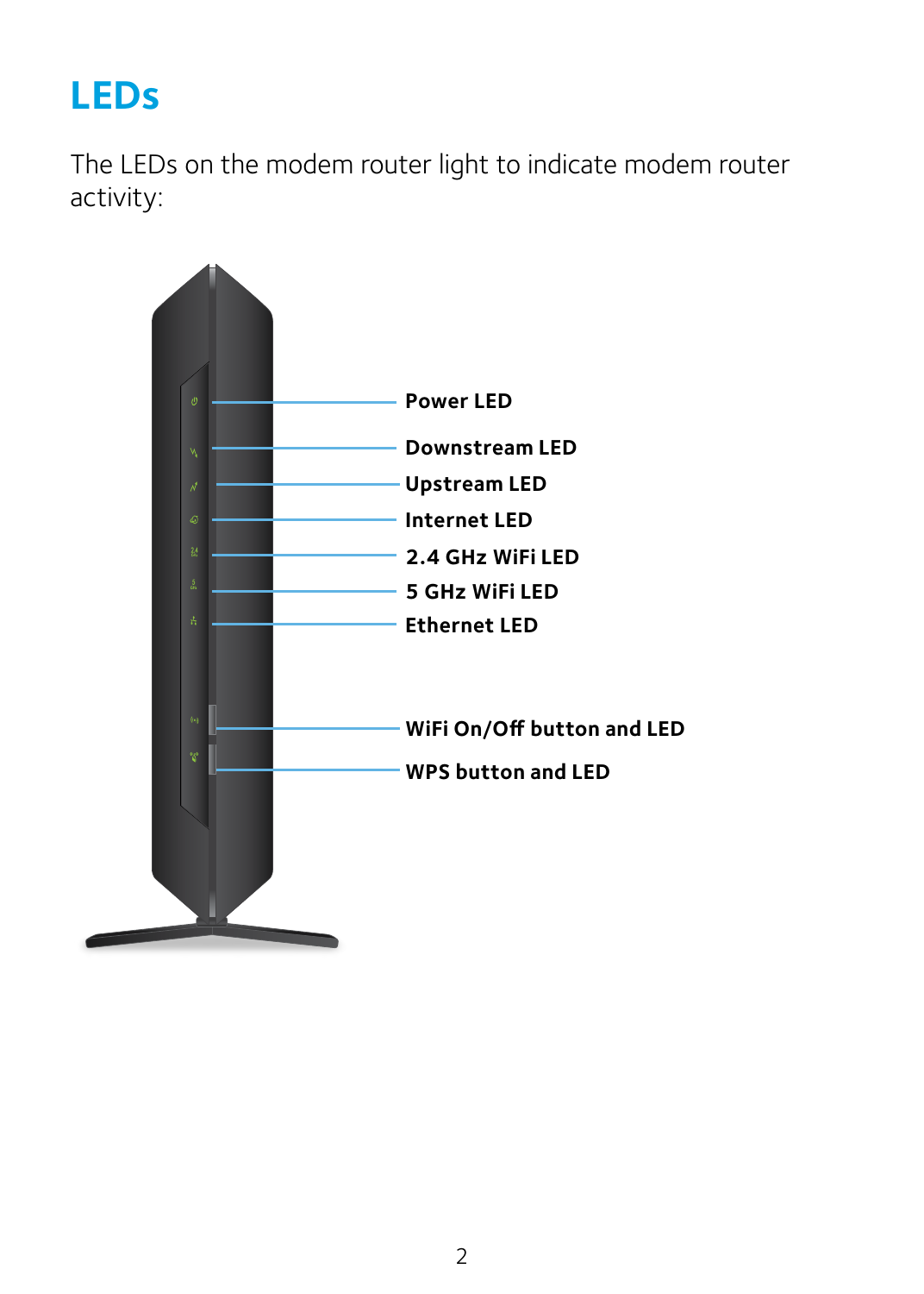# LEDs

The LEDs on the modem router light to indicate modem router activity:

- Power LED
- Downstream LED
- Upstream LED
- Internet LED
- 2.4 GHz WiFi LED
- 5 GHz WiFi LED
- Ethernet LED
- WiFi On/Off button and LED
- WPS button and LED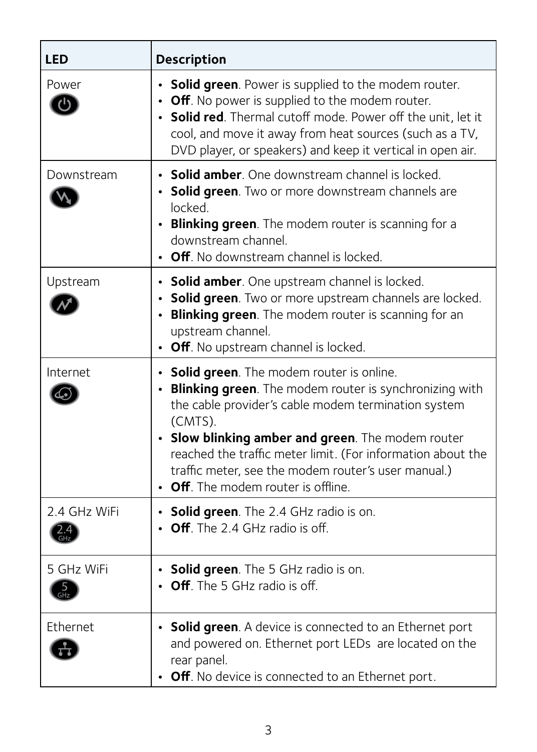| LED | Description |
| --- | --- |
| Power | • **Solid green**. Power is supplied to the modem router.<br>• **Off**. No power is supplied to the modem router.<br>• **Solid red**. Thermal cutoff mode. Power off the unit, let it cool, and move it away from heat sources (such as a TV, DVD player, or speakers) and keep it vertical in open air. |
| Downstream | • **Solid amber**. One downstream channel is locked.<br>• **Solid green**. Two or more downstream channels are locked.<br>• **Blinking green**. The modem router is scanning for a downstream channel.<br>• **Off**. No downstream channel is locked. |
| Upstream | • **Solid amber**. One upstream channel is locked.<br>• **Solid green**. Two or more upstream channels are locked.<br>• **Blinking green**. The modem router is scanning for an upstream channel.<br>• **Off**. No upstream channel is locked. |
| Internet | • **Solid green**. The modem router is online.<br>• **Blinking green**. The modem router is synchronizing with the cable provider's cable modem termination system (CMTS).<br>• **Slow blinking amber and green**. The modem router reached the traffic meter limit. (For information about the traffic meter, see the modem router's user manual.)<br>• **Off**. The modem router is offline. |
| 2.4 GHz WiFi | • **Solid green**. The 2.4 GHz radio is on.<br>• **Off**. The 2.4 GHz radio is off. |
| 5 GHz WiFi | • **Solid green**. The 5 GHz radio is on.<br>• **Off**. The 5 GHz radio is off. |
| Ethernet | • **Solid green**. A device is connected to an Ethernet port and powered on. Ethernet port LEDs are located on the rear panel.<br>• **Off**. No device is connected to an Ethernet port. |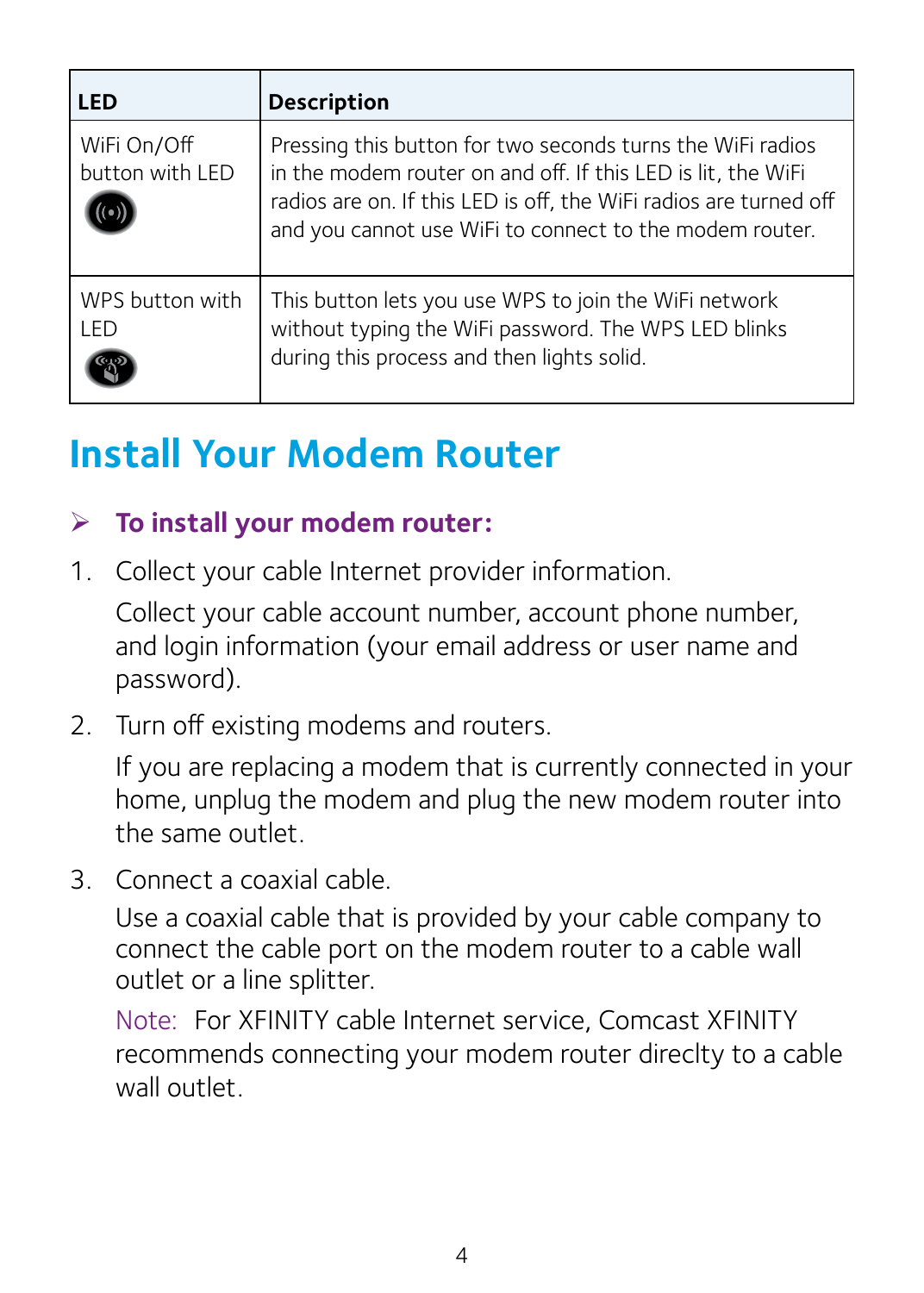| LED | Description |
| --- | --- |
| WiFi On/Off button with LED | Pressing this button for two seconds turns the WiFi radios in the modem router on and off. If this LED is lit, the WiFi radios are on. If this LED is off, the WiFi radios are turned off and you cannot use WiFi to connect to the modem router. |
| WPS button with LED | This button lets you use WPS to join the WiFi network without typing the WiFi password. The WPS LED blinks during this process and then lights solid. |

# Install Your Modem Router

### ➢ To install your modem router:

1. Collect your cable Internet provider information.

   Collect your cable account number, account phone number, and login information (your email address or user name and password).

2. Turn off existing modems and routers.

   If you are replacing a modem that is currently connected in your home, unplug the modem and plug the new modem router into the same outlet.

3. Connect a coaxial cable.

   Use a coaxial cable that is provided by your cable company to connect the cable port on the modem router to a cable wall outlet or a line splitter.

   Note: For XFINITY cable Internet service, Comcast XFINITY recommends connecting your modem router direclty to a cable wall outlet.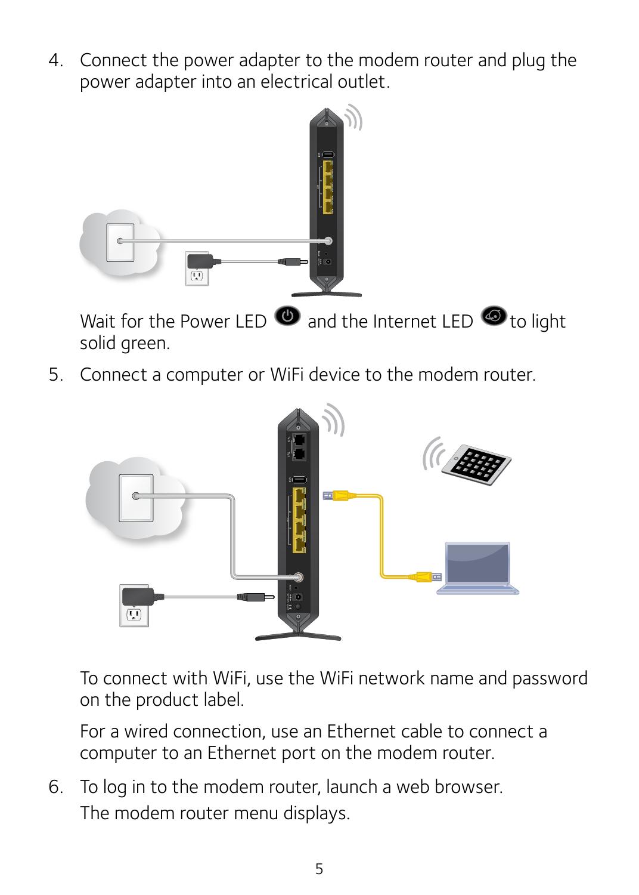4. Connect the power adapter to the modem router and plug the power adapter into an electrical outlet.

   Wait for the Power LED and the Internet LED to light solid green.

5. Connect a computer or WiFi device to the modem router.

   To connect with WiFi, use the WiFi network name and password on the product label.

   For a wired connection, use an Ethernet cable to connect a computer to an Ethernet port on the modem router.

6. To log in to the modem router, launch a web browser.

   The modem router menu displays.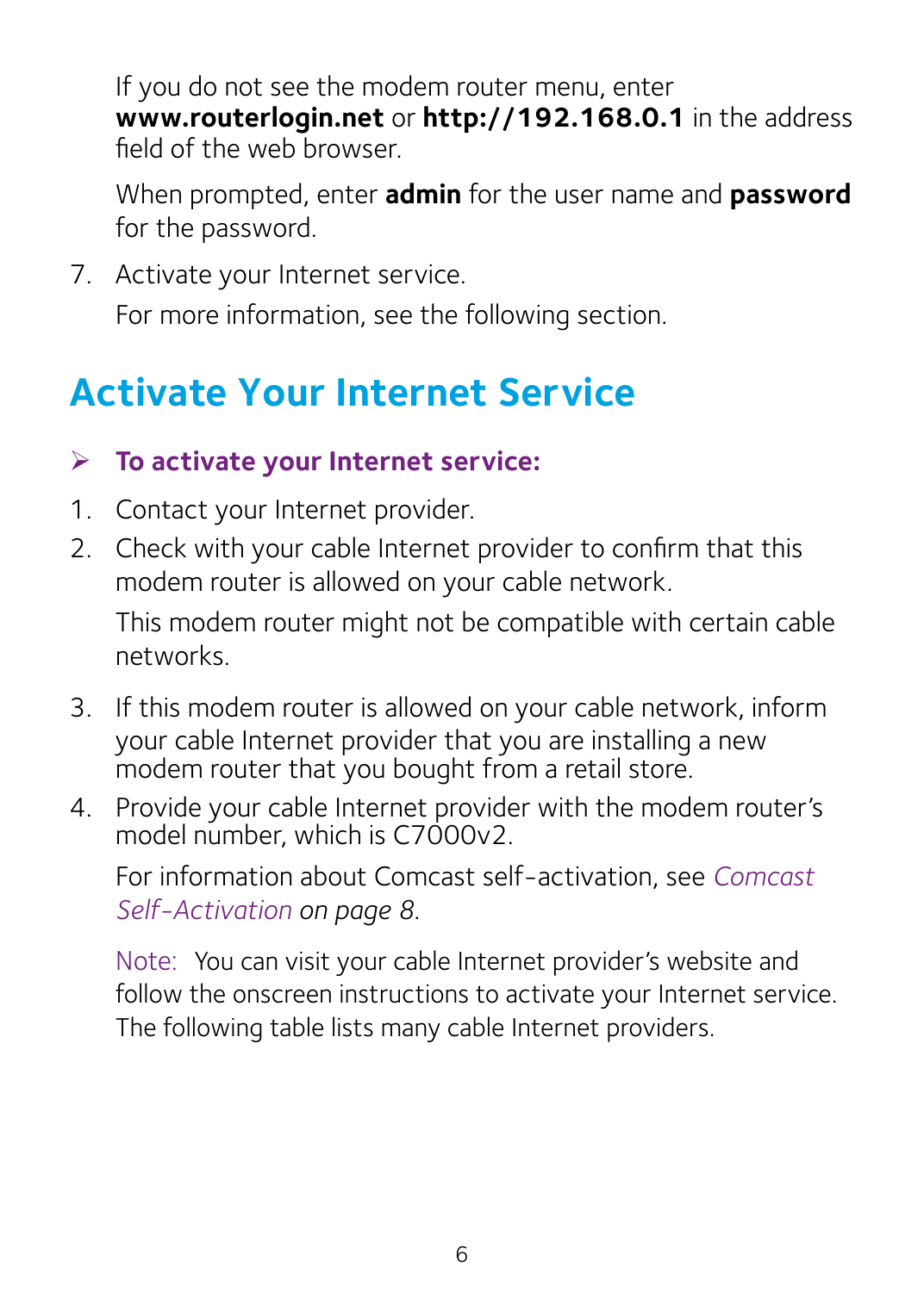If you do not see the modem router menu, enter **www.routerlogin.net** or **http://192.168.0.1** in the address field of the web browser.

When prompted, enter **admin** for the user name and **password** for the password.

7. Activate your Internet service.

   For more information, see the following section.

## Activate Your Internet Service

➢ **To activate your Internet service:**

1. Contact your Internet provider.
2. Check with your cable Internet provider to confirm that this modem router is allowed on your cable network.

   This modem router might not be compatible with certain cable networks.

3. If this modem router is allowed on your cable network, inform your cable Internet provider that you are installing a new modem router that you bought from a retail store.
4. Provide your cable Internet provider with the modem router's model number, which is C7000v2.

   For information about Comcast self-activation, see *Comcast Self-Activation on page 8*.

   Note: You can visit your cable Internet provider's website and follow the onscreen instructions to activate your Internet service. The following table lists many cable Internet providers.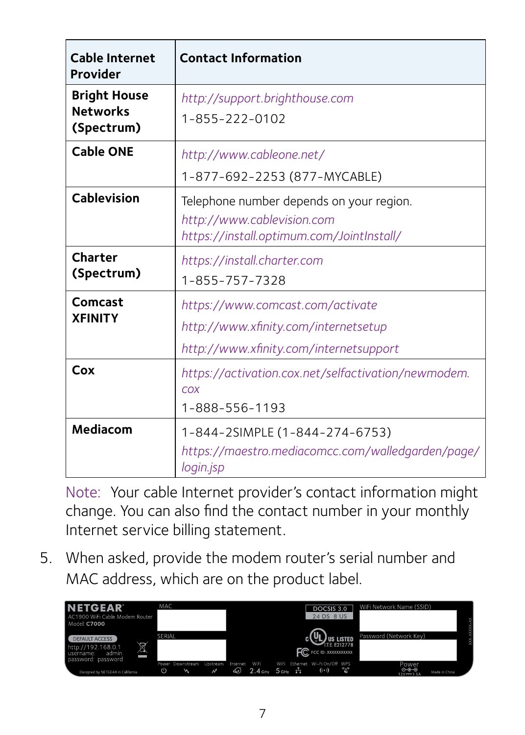| Cable Internet Provider | Contact Information |
|---|---|
| **Bright House Networks (Spectrum)** | *http://support.brighthouse.com*<br>1-855-222-0102 |
| **Cable ONE** | *http://www.cableone.net/*<br>1-877-692-2253 (877-MYCABLE) |
| **Cablevision** | Telephone number depends on your region.<br>*http://www.cablevision.com*<br>*https://install.optimum.com/JointInstall/* |
| **Charter (Spectrum)** | *https://install.charter.com*<br>1-855-757-7328 |
| **Comcast XFINITY** | *https://www.comcast.com/activate*<br>*http://www.xfinity.com/internetsetup*<br>*http://www.xfinity.com/internetsupport* |
| **Cox** | *https://activation.cox.net/selfactivation/newmodem.cox*<br>1-888-556-1193 |
| **Mediacom** | 1-844-2SIMPLE (1-844-274-6753)<br>*https://maestro.mediacomcc.com/walledgarden/page/login.jsp* |

Note: Your cable Internet provider's contact information might change. You can also find the contact number in your monthly Internet service billing statement.

5. When asked, provide the modem router's serial number and MAC address, which are on the product label.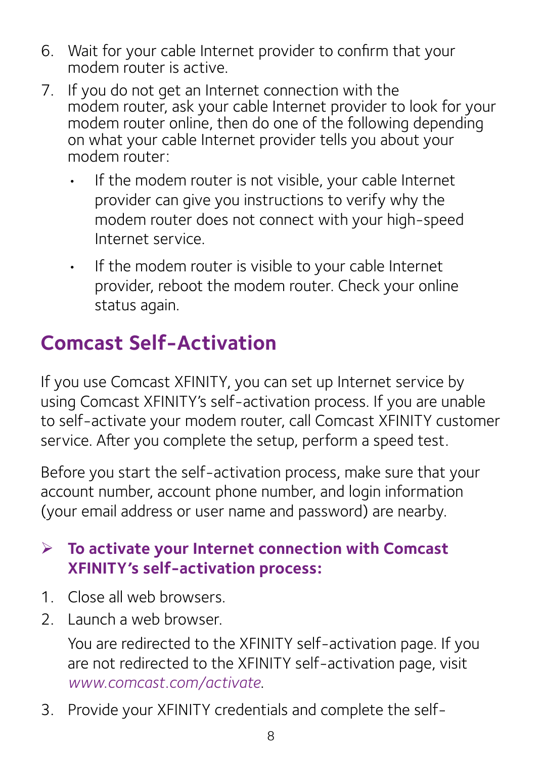6. Wait for your cable Internet provider to confirm that your modem router is active.
7. If you do not get an Internet connection with the modem router, ask your cable Internet provider to look for your modem router online, then do one of the following depending on what your cable Internet provider tells you about your modem router:
   - If the modem router is not visible, your cable Internet provider can give you instructions to verify why the modem router does not connect with your high-speed Internet service.
   - If the modem router is visible to your cable Internet provider, reboot the modem router. Check your online status again.

## Comcast Self-Activation

If you use Comcast XFINITY, you can set up Internet service by using Comcast XFINITY's self-activation process. If you are unable to self-activate your modem router, call Comcast XFINITY customer service. After you complete the setup, perform a speed test.

Before you start the self-activation process, make sure that your account number, account phone number, and login information (your email address or user name and password) are nearby.

➢ **To activate your Internet connection with Comcast XFINITY's self-activation process:**

1. Close all web browsers.
2. Launch a web browser.

   You are redirected to the XFINITY self-activation page. If you are not redirected to the XFINITY self-activation page, visit *www.comcast.com/activate*.
3. Provide your XFINITY credentials and complete the self-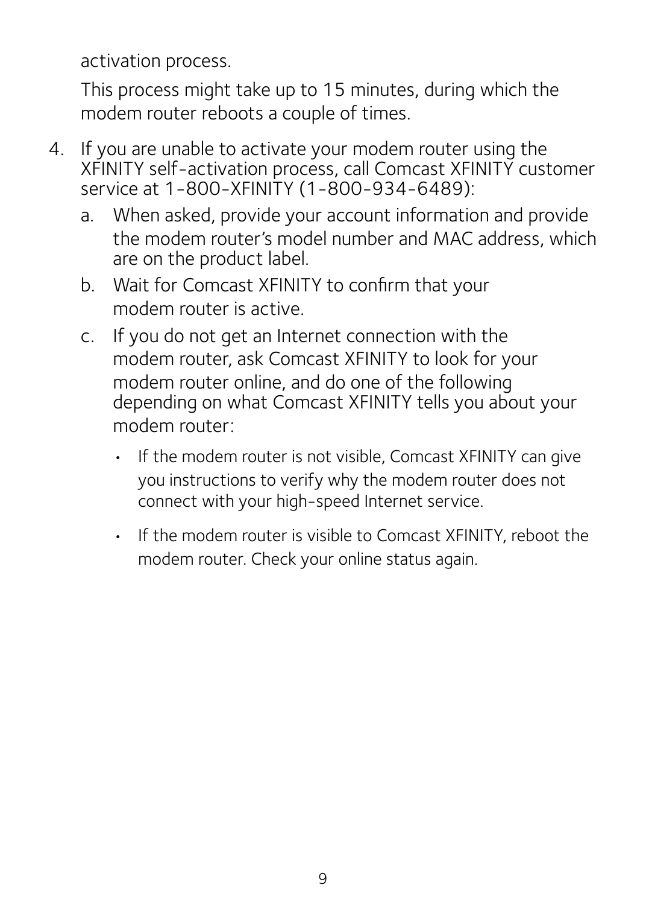activation process.

This process might take up to 15 minutes, during which the modem router reboots a couple of times.

4. If you are unable to activate your modem router using the XFINITY self-activation process, call Comcast XFINITY customer service at 1-800-XFINITY (1-800-934-6489):
   a. When asked, provide your account information and provide the modem router's model number and MAC address, which are on the product label.
   b. Wait for Comcast XFINITY to confirm that your modem router is active.
   c. If you do not get an Internet connection with the modem router, ask Comcast XFINITY to look for your modem router online, and do one of the following depending on what Comcast XFINITY tells you about your modem router:
      - If the modem router is not visible, Comcast XFINITY can give you instructions to verify why the modem router does not connect with your high-speed Internet service.
      - If the modem router is visible to Comcast XFINITY, reboot the modem router. Check your online status again.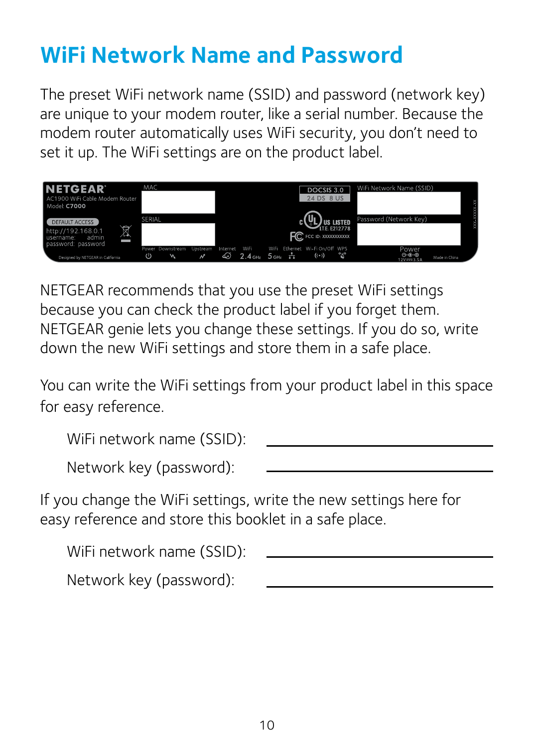# WiFi Network Name and Password

The preset WiFi network name (SSID) and password (network key) are unique to your modem router, like a serial number. Because the modem router automatically uses WiFi security, you don't need to set it up. The WiFi settings are on the product label.

NETGEAR recommends that you use the preset WiFi settings because you can check the product label if you forget them. NETGEAR genie lets you change these settings. If you do so, write down the new WiFi settings and store them in a safe place.

You can write the WiFi settings from your product label in this space for easy reference.

WiFi network name (SSID): ____________________

Network key (password): ____________________

If you change the WiFi settings, write the new settings here for easy reference and store this booklet in a safe place.

WiFi network name (SSID): ____________________

Network key (password): ____________________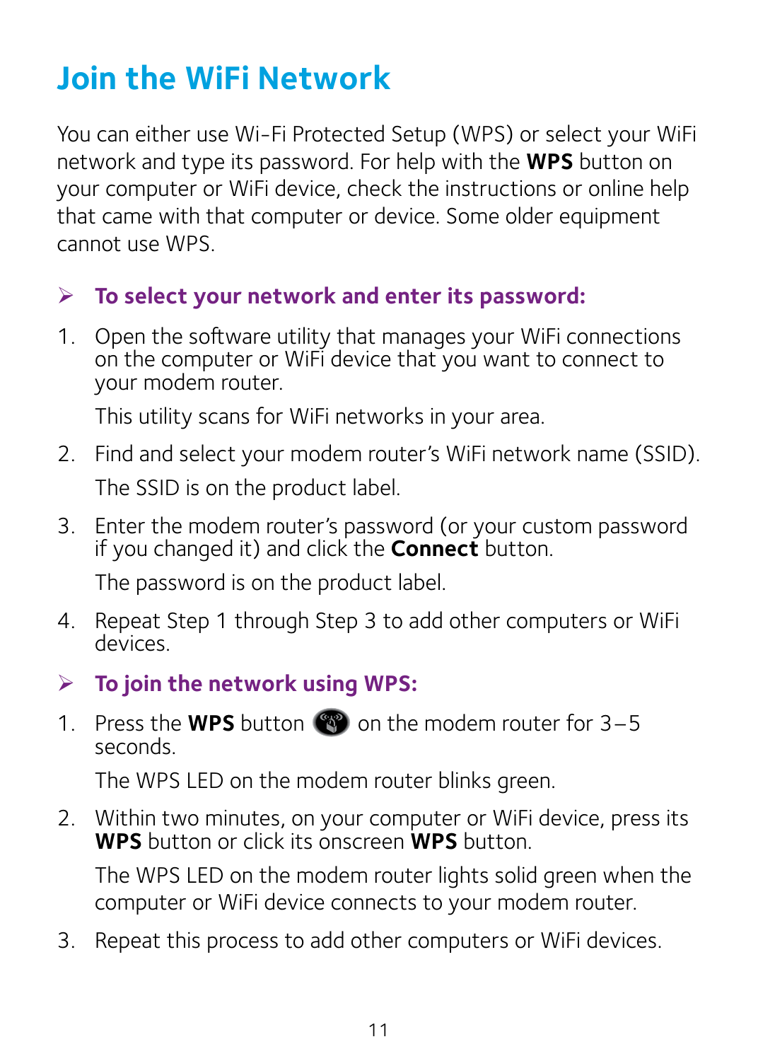# Join the WiFi Network

You can either use Wi-Fi Protected Setup (WPS) or select your WiFi network and type its password. For help with the **WPS** button on your computer or WiFi device, check the instructions or online help that came with that computer or device. Some older equipment cannot use WPS.

## ➤ To select your network and enter its password:

1. Open the software utility that manages your WiFi connections on the computer or WiFi device that you want to connect to your modem router.

   This utility scans for WiFi networks in your area.

2. Find and select your modem router's WiFi network name (SSID).

   The SSID is on the product label.

3. Enter the modem router's password (or your custom password if you changed it) and click the **Connect** button.

   The password is on the product label.

4. Repeat Step 1 through Step 3 to add other computers or WiFi devices.

## ➤ To join the network using WPS:

1. Press the **WPS** button on the modem router for 3–5 seconds.

   The WPS LED on the modem router blinks green.

2. Within two minutes, on your computer or WiFi device, press its **WPS** button or click its onscreen **WPS** button.

   The WPS LED on the modem router lights solid green when the computer or WiFi device connects to your modem router.

3. Repeat this process to add other computers or WiFi devices.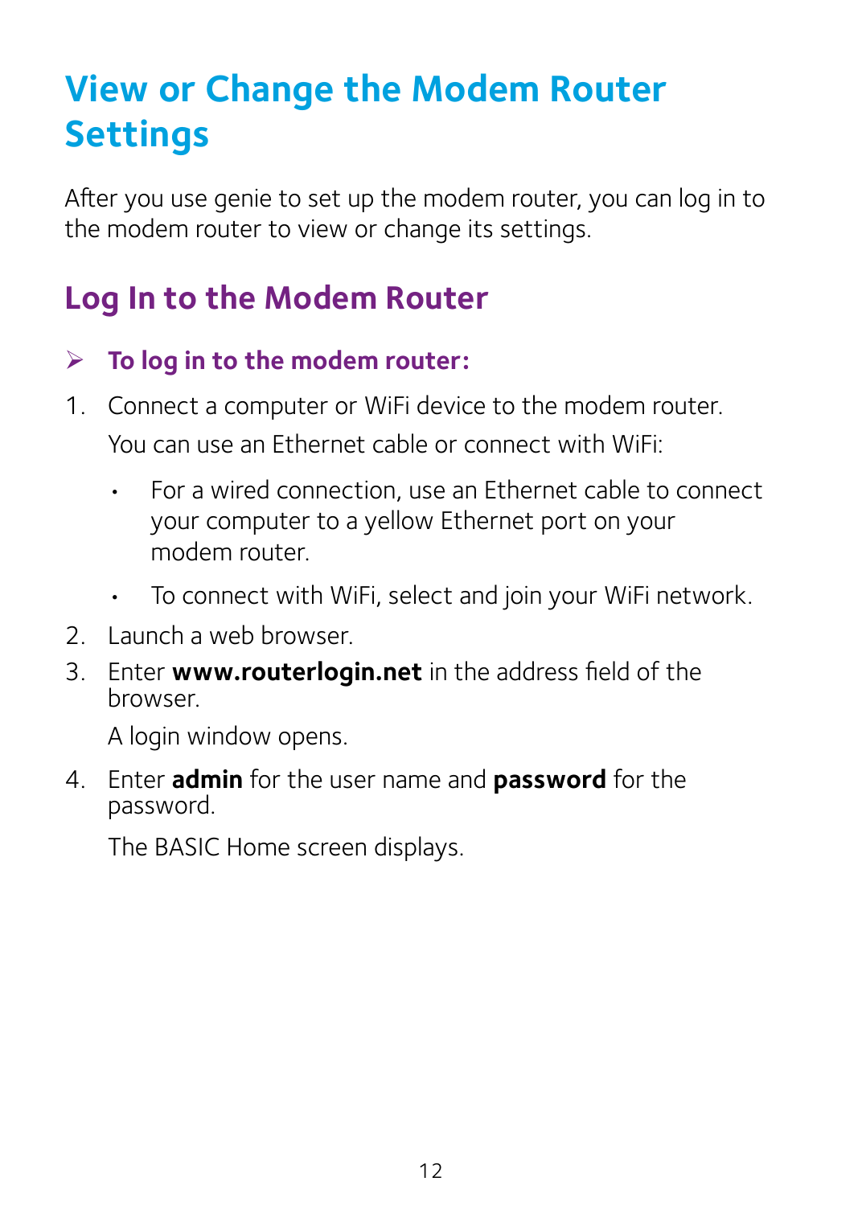# View or Change the Modem Router Settings

After you use genie to set up the modem router, you can log in to the modem router to view or change its settings.

## Log In to the Modem Router

### ➢ To log in to the modem router:

1. Connect a computer or WiFi device to the modem router.

   You can use an Ethernet cable or connect with WiFi:

   - For a wired connection, use an Ethernet cable to connect your computer to a yellow Ethernet port on your modem router.
   - To connect with WiFi, select and join your WiFi network.

2. Launch a web browser.
3. Enter **www.routerlogin.net** in the address field of the browser.

   A login window opens.

4. Enter **admin** for the user name and **password** for the password.

   The BASIC Home screen displays.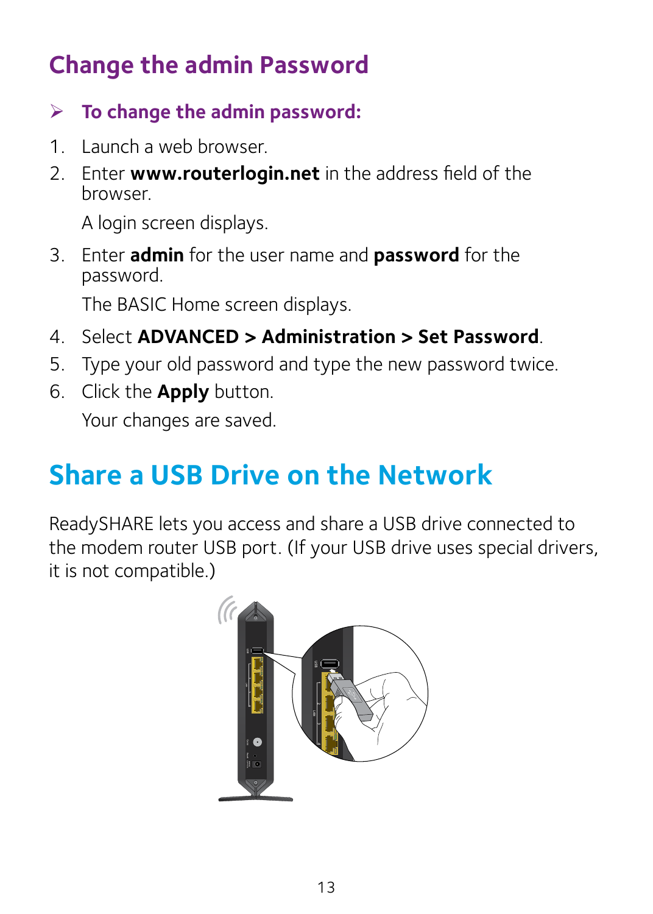## Change the admin Password

**To change the admin password:**

1. Launch a web browser.
2. Enter **www.routerlogin.net** in the address field of the browser.

   A login screen displays.

3. Enter **admin** for the user name and **password** for the password.

   The BASIC Home screen displays.

4. Select **ADVANCED > Administration > Set Password**.
5. Type your old password and type the new password twice.
6. Click the **Apply** button.

   Your changes are saved.

# Share a USB Drive on the Network

ReadySHARE lets you access and share a USB drive connected to the modem router USB port. (If your USB drive uses special drivers, it is not compatible.)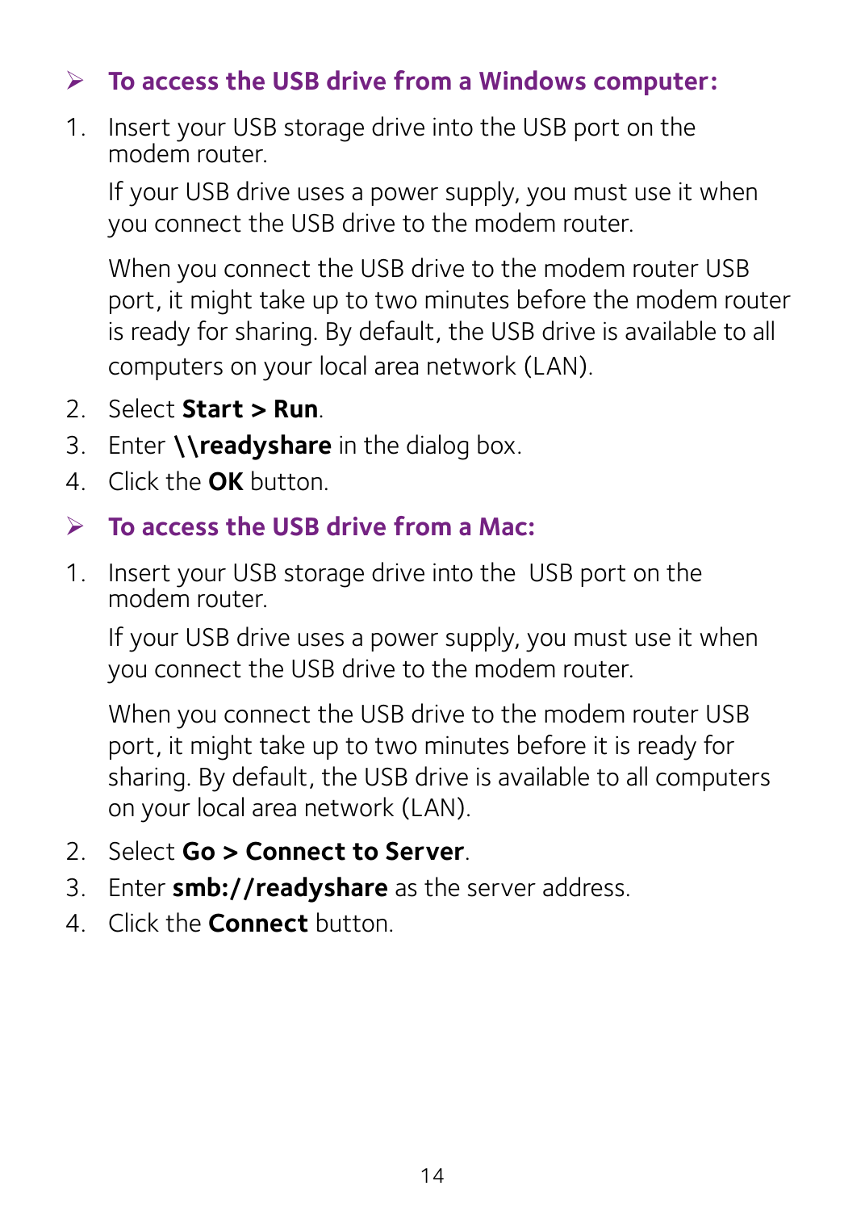➢ **To access the USB drive from a Windows computer:**

1. Insert your USB storage drive into the USB port on the modem router.

   If your USB drive uses a power supply, you must use it when you connect the USB drive to the modem router.

   When you connect the USB drive to the modem router USB port, it might take up to two minutes before the modem router is ready for sharing. By default, the USB drive is available to all computers on your local area network (LAN).

2. Select **Start > Run**.
3. Enter **\\readyshare** in the dialog box.
4. Click the **OK** button.

➢ **To access the USB drive from a Mac:**

1. Insert your USB storage drive into the USB port on the modem router.

   If your USB drive uses a power supply, you must use it when you connect the USB drive to the modem router.

   When you connect the USB drive to the modem router USB port, it might take up to two minutes before it is ready for sharing. By default, the USB drive is available to all computers on your local area network (LAN).

2. Select **Go > Connect to Server**.
3. Enter **smb://readyshare** as the server address.
4. Click the **Connect** button.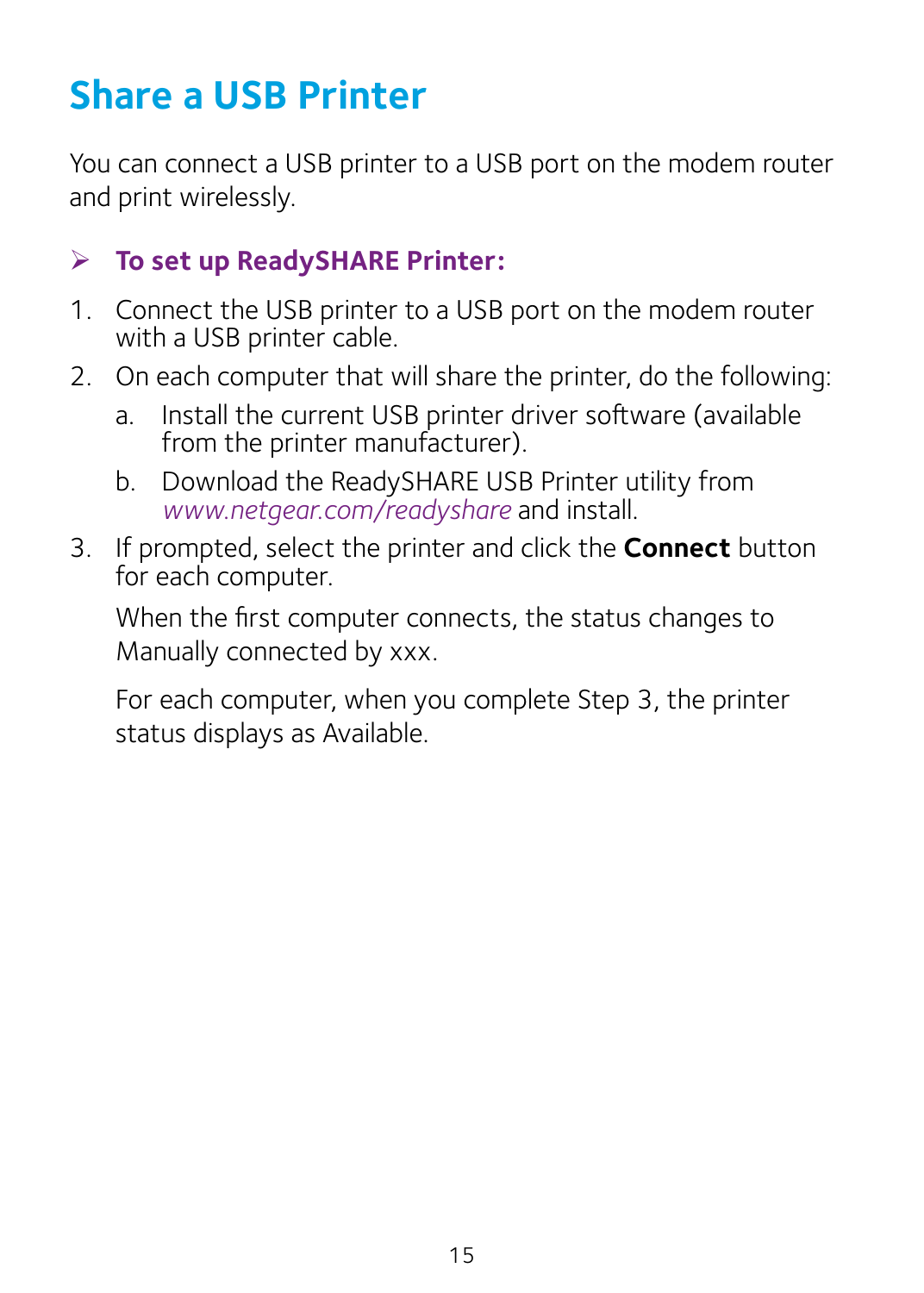# Share a USB Printer

You can connect a USB printer to a USB port on the modem router and print wirelessly.

➢ **To set up ReadySHARE Printer:**

1. Connect the USB printer to a USB port on the modem router with a USB printer cable.
2. On each computer that will share the printer, do the following:
   a. Install the current USB printer driver software (available from the printer manufacturer).
   b. Download the ReadySHARE USB Printer utility from *www.netgear.com/readyshare* and install.
3. If prompted, select the printer and click the **Connect** button for each computer.

   When the first computer connects, the status changes to Manually connected by xxx.

   For each computer, when you complete Step 3, the printer status displays as Available.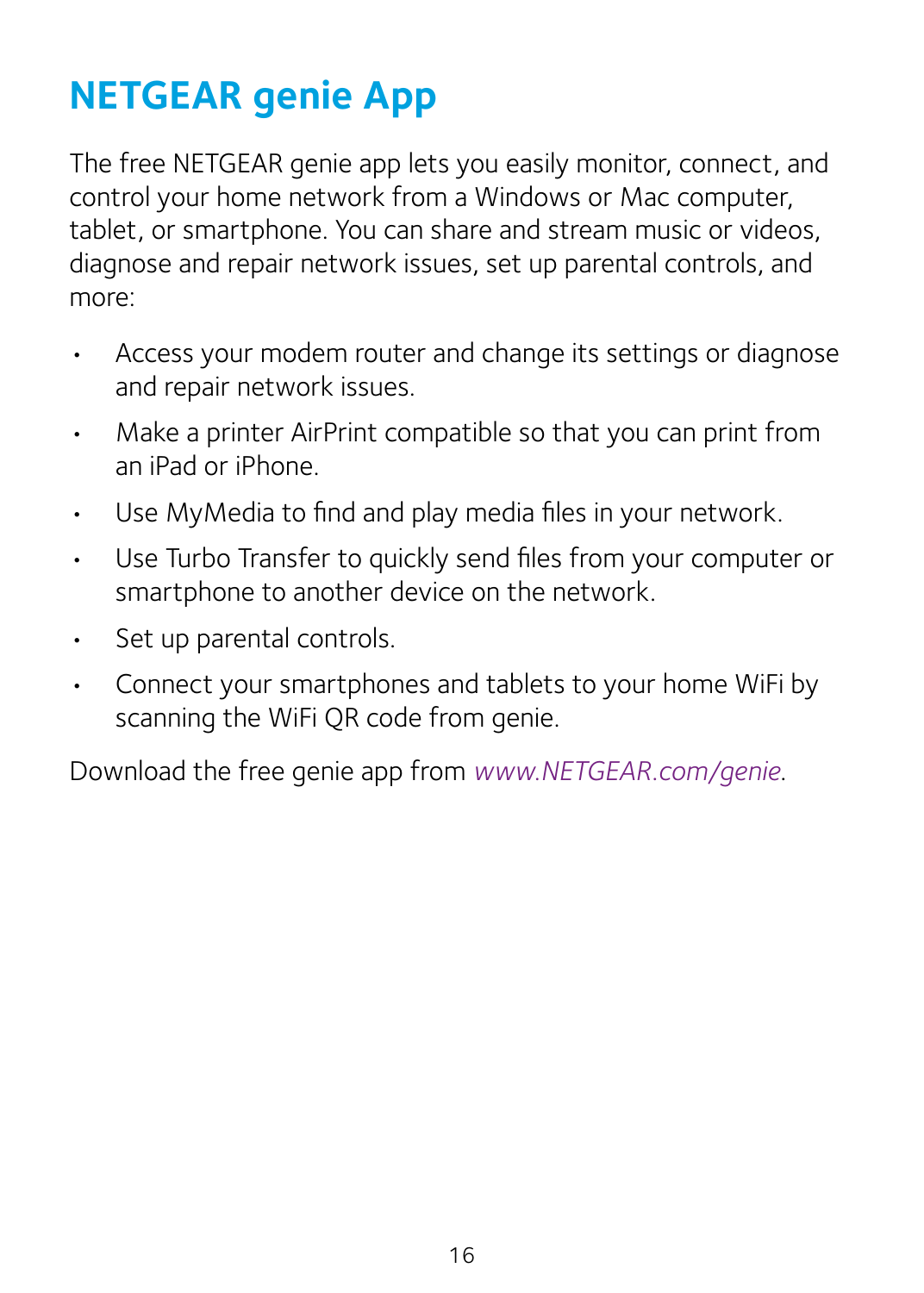# NETGEAR genie App

The free NETGEAR genie app lets you easily monitor, connect, and control your home network from a Windows or Mac computer, tablet, or smartphone. You can share and stream music or videos, diagnose and repair network issues, set up parental controls, and more:

- Access your modem router and change its settings or diagnose and repair network issues.
- Make a printer AirPrint compatible so that you can print from an iPad or iPhone.
- Use MyMedia to find and play media files in your network.
- Use Turbo Transfer to quickly send files from your computer or smartphone to another device on the network.
- Set up parental controls.
- Connect your smartphones and tablets to your home WiFi by scanning the WiFi QR code from genie.

Download the free genie app from *www.NETGEAR.com/genie*.